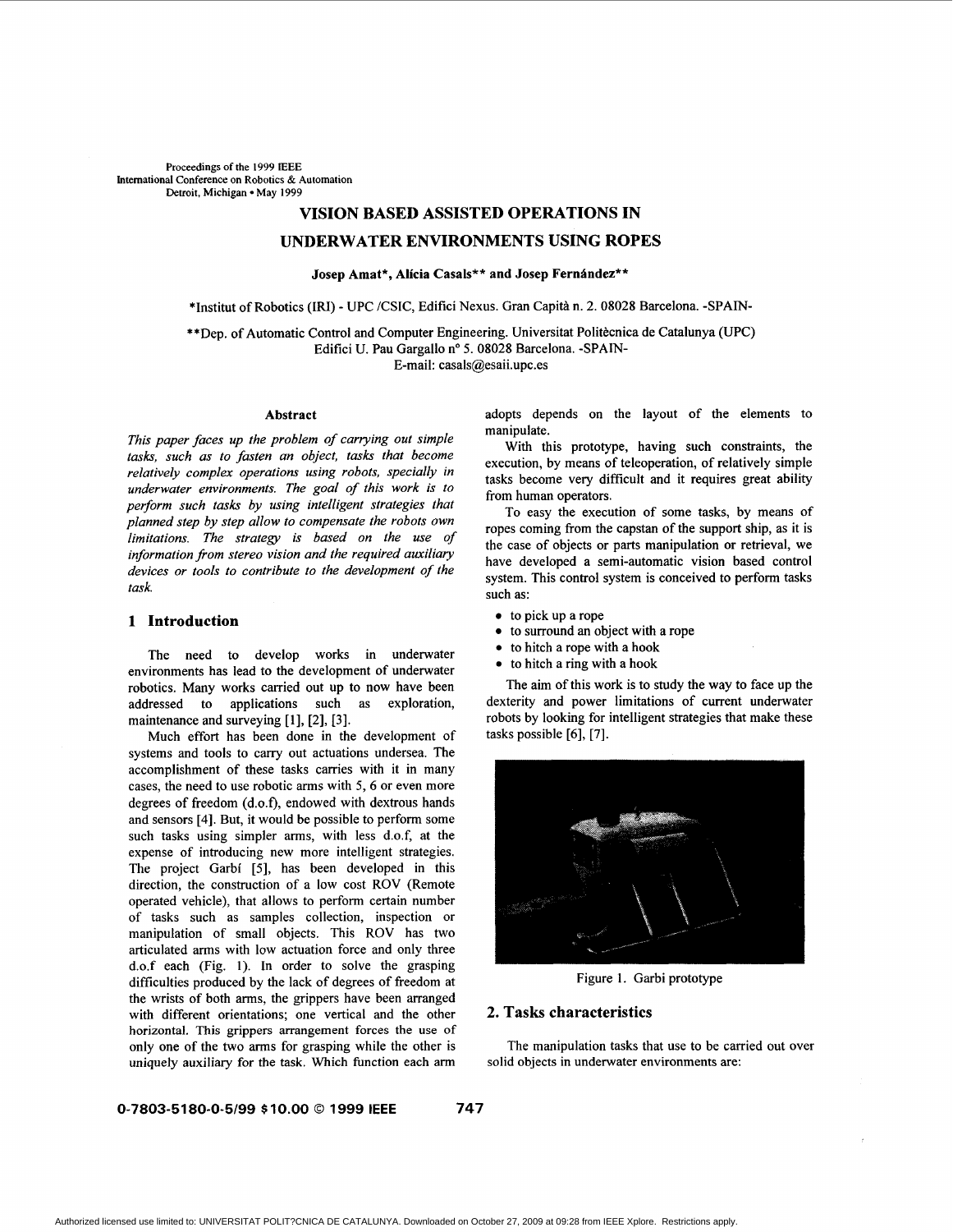Proceedings of the 1999 IEEE
International Conference on Robotics & Automation
Detroit, Michigan • May 1999

# VISION BASED ASSISTED OPERATIONS IN UNDERWATER ENVIRONMENTS USING ROPES

**Josep Amat\*, Alícia Casals\*\* and Josep Fernández\*\***

\*Institut of Robotics (IRI) - UPC /CSIC, Edifici Nexus. Gran Capità n. 2. 08028 Barcelona. -SPAIN-

\*\*Dep. of Automatic Control and Computer Engineering. Universitat Politècnica de Catalunya (UPC)
Edifici U. Pau Gargallo nº 5. 08028 Barcelona. -SPAIN-
E-mail: casals@esaii.upc.es

### Abstract

*This paper faces up the problem of carrying out simple tasks, such as to fasten an object, tasks that become relatively complex operations using robots, specially in underwater environments. The goal of this work is to perform such tasks by using intelligent strategies that planned step by step allow to compensate the robots own limitations. The strategy is based on the use of information from stereo vision and the required auxiliary devices or tools to contribute to the development of the task.*

## 1 Introduction

The need to develop works in underwater environments has lead to the development of underwater robotics. Many works carried out up to now have been addressed to applications such as exploration, maintenance and surveying [1], [2], [3].

Much effort has been done in the development of systems and tools to carry out actuations undersea. The accomplishment of these tasks carries with it in many cases, the need to use robotic arms with 5, 6 or even more degrees of freedom (d.o.f), endowed with dextrous hands and sensors [4]. But, it would be possible to perform some such tasks using simpler arms, with less d.o.f, at the expense of introducing new more intelligent strategies. The project Garbí [5], has been developed in this direction, the construction of a low cost ROV (Remote operated vehicle), that allows to perform certain number of tasks such as samples collection, inspection or manipulation of small objects. This ROV has two articulated arms with low actuation force and only three d.o.f each (Fig. 1). In order to solve the grasping difficulties produced by the lack of degrees of freedom at the wrists of both arms, the grippers have been arranged with different orientations; one vertical and the other horizontal. This grippers arrangement forces the use of only one of the two arms for grasping while the other is uniquely auxiliary for the task. Which function each arm adopts depends on the layout of the elements to manipulate.

With this prototype, having such constraints, the execution, by means of teleoperation, of relatively simple tasks become very difficult and it requires great ability from human operators.

To easy the execution of some tasks, by means of ropes coming from the capstan of the support ship, as it is the case of objects or parts manipulation or retrieval, we have developed a semi-automatic vision based control system. This control system is conceived to perform tasks such as:

- to pick up a rope
- to surround an object with a rope
- to hitch a rope with a hook
- to hitch a ring with a hook

The aim of this work is to study the way to face up the dexterity and power limitations of current underwater robots by looking for intelligent strategies that make these tasks possible [6], [7].

Figure 1. Garbi prototype

## 2. Tasks characteristics

The manipulation tasks that use to be carried out over solid objects in underwater environments are: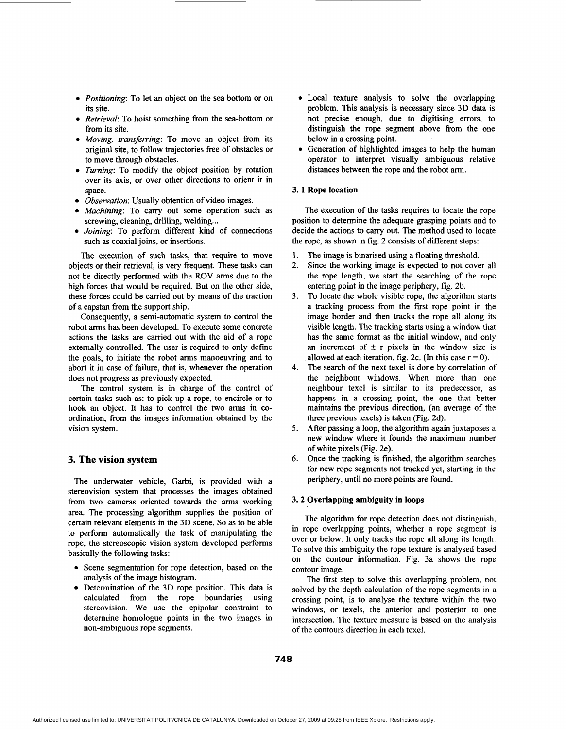- *Positioning*: To let an object on the sea bottom or on its site.
- *Retrieval*: To hoist something from the sea-bottom or from its site.
- *Moving, transferring*: To move an object from its original site, to follow trajectories free of obstacles or to move through obstacles.
- *Turning*: To modify the object position by rotation over its axis, or over other directions to orient it in space.
- *Observation*: Usually obtention of video images.
- *Machining*: To carry out some operation such as screwing, cleaning, drilling, welding...
- *Joining*: To perform different kind of connections such as coaxial joins, or insertions.

The execution of such tasks, that require to move objects or their retrieval, is very frequent. These tasks can not be directly performed with the ROV arms due to the high forces that would be required. But on the other side, these forces could be carried out by means of the traction of a capstan from the support ship.

Consequently, a semi-automatic system to control the robot arms has been developed. To execute some concrete actions the tasks are carried out with the aid of a rope externally controlled. The user is required to only define the goals, to initiate the robot arms manoeuvring and to abort it in case of failure, that is, whenever the operation does not progress as previously expected.

The control system is in charge of the control of certain tasks such as: to pick up a rope, to encircle or to hook an object. It has to control the two arms in co-ordination, from the images information obtained by the vision system.

## 3. The vision system

The underwater vehicle, Garbí, is provided with a stereovision system that processes the images obtained from two cameras oriented towards the arms working area. The processing algorithm supplies the position of certain relevant elements in the 3D scene. So as to be able to perform automatically the task of manipulating the rope, the stereoscopic vision system developed performs basically the following tasks:

- Scene segmentation for rope detection, based on the analysis of the image histogram.
- Determination of the 3D rope position. This data is calculated from the rope boundaries using stereovision. We use the epipolar constraint to determine homologue points in the two images in non-ambiguous rope segments.
- Local texture analysis to solve the overlapping problem. This analysis is necessary since 3D data is not precise enough, due to digitising errors, to distinguish the rope segment above from the one below in a crossing point.
- Generation of highlighted images to help the human operator to interpret visually ambiguous relative distances between the rope and the robot arm.

### 3.1 Rope location

The execution of the tasks requires to locate the rope position to determine the adequate grasping points and to decide the actions to carry out. The method used to locate the rope, as shown in fig. 2 consists of different steps:

1. The image is binarised using a floating threshold.
2. Since the working image is expected to not cover all the rope length, we start the searching of the rope entering point in the image periphery, fig. 2b.
3. To locate the whole visible rope, the algorithm starts a tracking process from the first rope point in the image border and then tracks the rope all along its visible length. The tracking starts using a window that has the same format as the initial window, and only an increment of $\pm$ r pixels in the window size is allowed at each iteration, fig. 2c. (In this case $r = 0$).
4. The search of the next texel is done by correlation of the neighbour windows. When more than one neighbour texel is similar to its predecessor, as happens in a crossing point, the one that better maintains the previous direction, (an average of the three previous texels) is taken (Fig. 2d).
5. After passing a loop, the algorithm again juxtaposes a new window where it founds the maximum number of white pixels (Fig. 2e).
6. Once the tracking is finished, the algorithm searches for new rope segments not tracked yet, starting in the periphery, until no more points are found.

### 3.2 Overlapping ambiguity in loops

The algorithm for rope detection does not distinguish, in rope overlapping points, whether a rope segment is over or below. It only tracks the rope all along its length. To solve this ambiguity the rope texture is analysed based on the contour information. Fig. 3a shows the rope contour image.

The first step to solve this overlapping problem, not solved by the depth calculation of the rope segments in a crossing point, is to analyse the texture within the two windows, or texels, the anterior and posterior to one intersection. The texture measure is based on the analysis of the contours direction in each texel.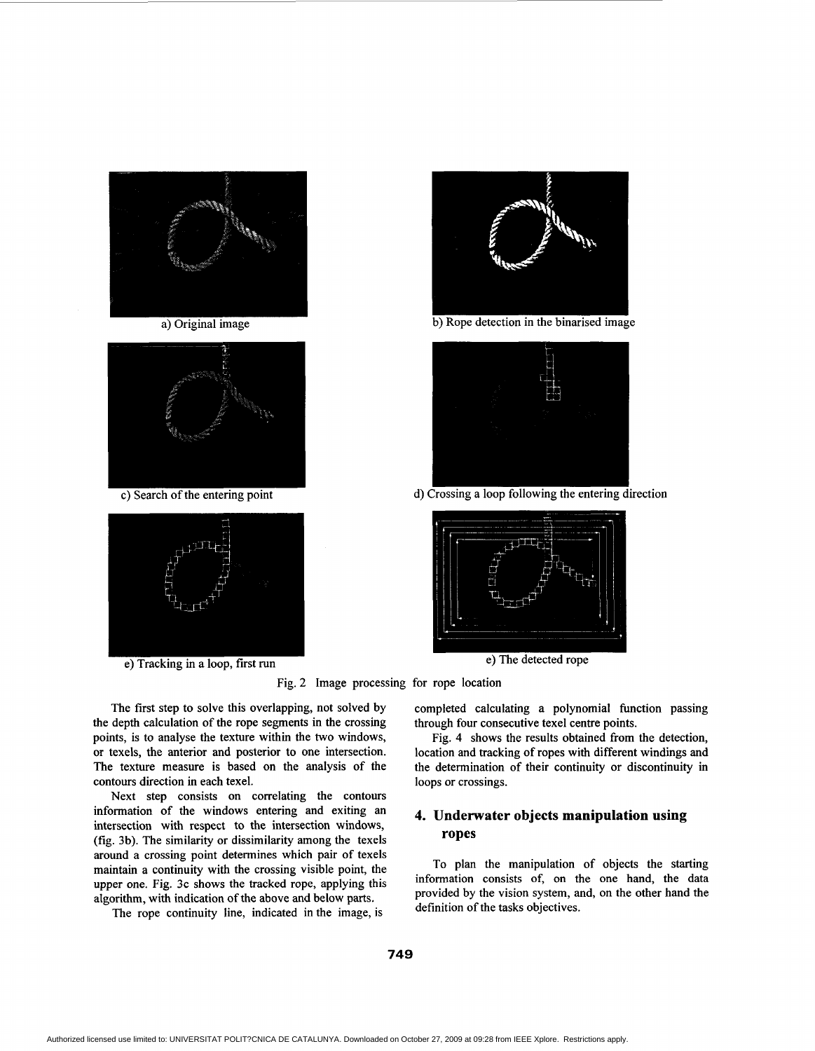a) Original image

b) Rope detection in the binarised image

c) Search of the entering point

d) Crossing a loop following the entering direction

e) Tracking in a loop, first run

e) The detected rope

Fig. 2 Image processing for rope location

The first step to solve this overlapping, not solved by the depth calculation of the rope segments in the crossing points, is to analyse the texture within the two windows, or texels, the anterior and posterior to one intersection. The texture measure is based on the analysis of the contours direction in each texel.

Next step consists on correlating the contours information of the windows entering and exiting an intersection with respect to the intersection windows, (fig. 3b). The similarity or dissimilarity among the texels around a crossing point determines which pair of texels maintain a continuity with the crossing visible point, the upper one. Fig. 3c shows the tracked rope, applying this algorithm, with indication of the above and below parts.

The rope continuity line, indicated in the image, is completed calculating a polynomial function passing through four consecutive texel centre points.

Fig. 4 shows the results obtained from the detection, location and tracking of ropes with different windings and the determination of their continuity or discontinuity in loops or crossings.

## 4. Underwater objects manipulation using ropes

To plan the manipulation of objects the starting information consists of, on the one hand, the data provided by the vision system, and, on the other hand the definition of the tasks objectives.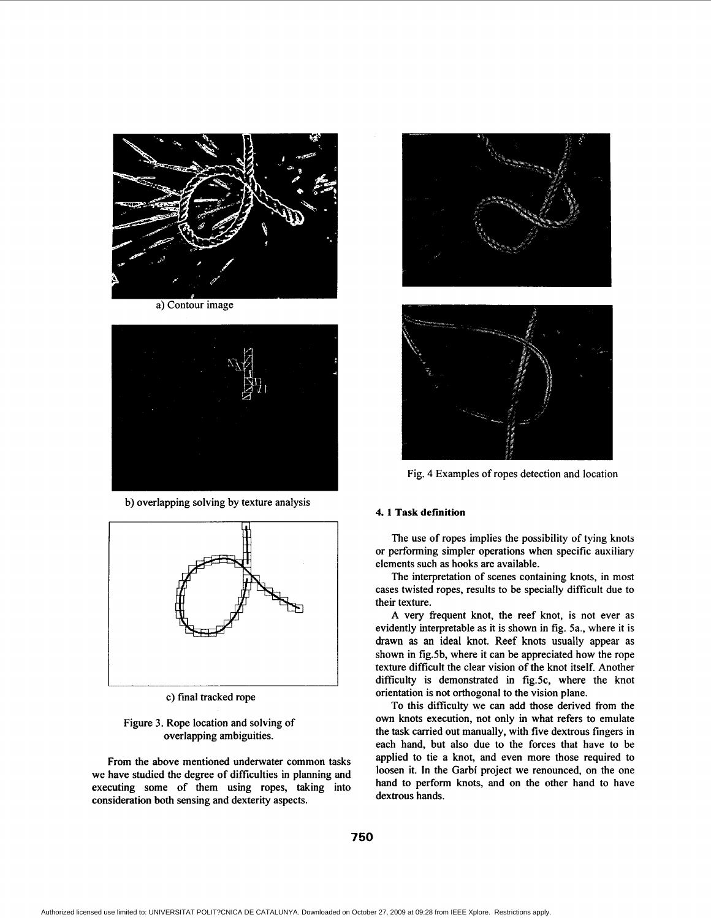a) Contour image

b) overlapping solving by texture analysis

c) final tracked rope

Figure 3. Rope location and solving of overlapping ambiguities.

From the above mentioned underwater common tasks we have studied the degree of difficulties in planning and executing some of them using ropes, taking into consideration both sensing and dexterity aspects.

Fig. 4 Examples of ropes detection and location

#### 4. 1 Task definition

The use of ropes implies the possibility of tying knots or performing simpler operations when specific auxiliary elements such as hooks are available.

The interpretation of scenes containing knots, in most cases twisted ropes, results to be specially difficult due to their texture.

A very frequent knot, the reef knot, is not ever as evidently interpretable as it is shown in fig. 5a., where it is drawn as an ideal knot. Reef knots usually appear as shown in fig.5b, where it can be appreciated how the rope texture difficult the clear vision of the knot itself. Another difficulty is demonstrated in fig.5c, where the knot orientation is not orthogonal to the vision plane.

To this difficulty we can add those derived from the own knots execution, not only in what refers to emulate the task carried out manually, with five dextrous fingers in each hand, but also due to the forces that have to be applied to tie a knot, and even more those required to loosen it. In the Garbí project we renounced, on the one hand to perform knots, and on the other hand to have dextrous hands.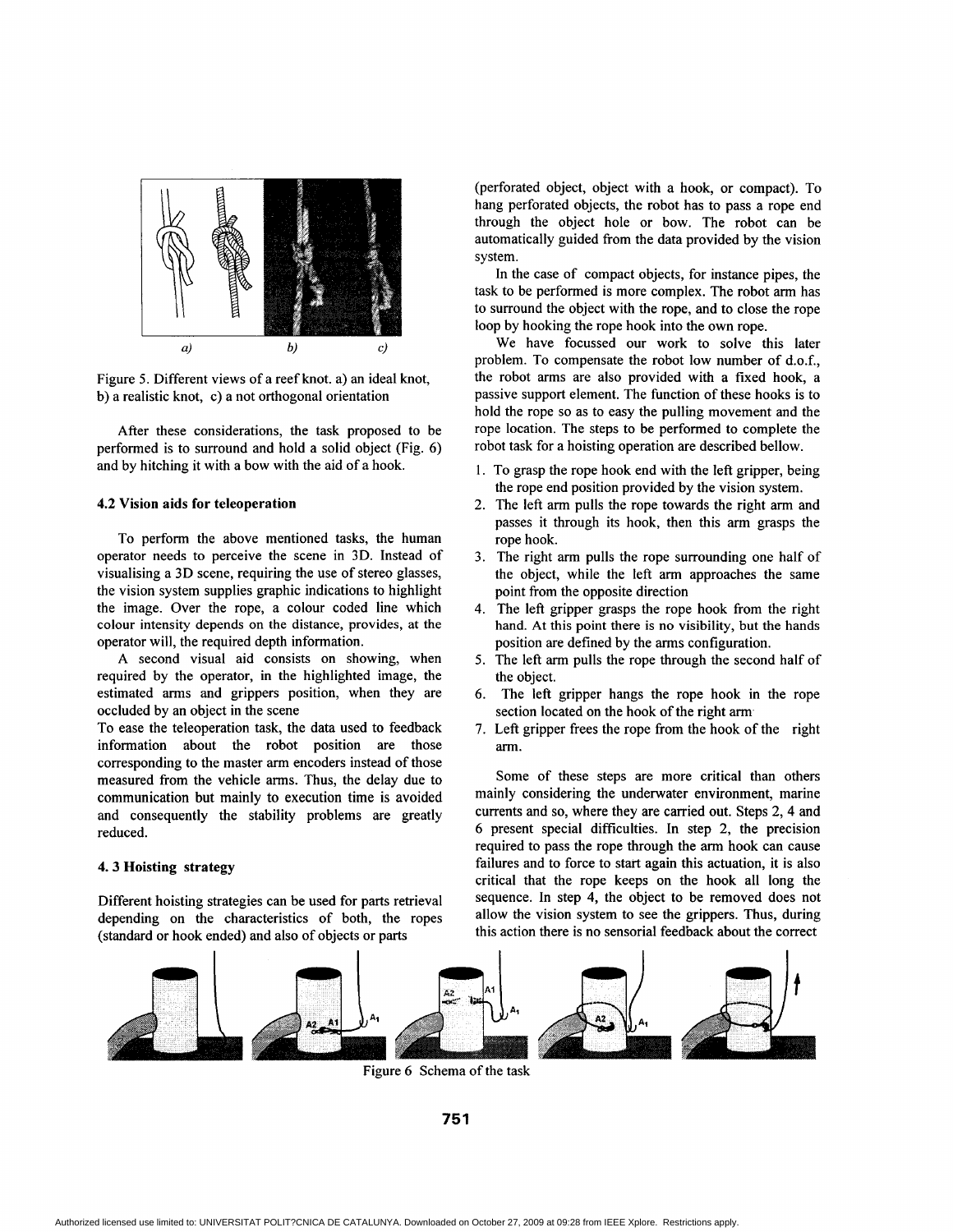Figure 5. Different views of a reef knot. a) an ideal knot, b) a realistic knot, c) a not orthogonal orientation

After these considerations, the task proposed to be performed is to surround and hold a solid object (Fig. 6) and by hitching it with a bow with the aid of a hook.

### 4.2 Vision aids for teleoperation

To perform the above mentioned tasks, the human operator needs to perceive the scene in 3D. Instead of visualising a 3D scene, requiring the use of stereo glasses, the vision system supplies graphic indications to highlight the image. Over the rope, a colour coded line which colour intensity depends on the distance, provides, at the operator will, the required depth information.

A second visual aid consists on showing, when required by the operator, in the highlighted image, the estimated arms and grippers position, when they are occluded by an object in the scene

To ease the teleoperation task, the data used to feedback information about the robot position are those corresponding to the master arm encoders instead of those measured from the vehicle arms. Thus, the delay due to communication but mainly to execution time is avoided and consequently the stability problems are greatly reduced.

### 4. 3 Hoisting strategy

Different hoisting strategies can be used for parts retrieval depending on the characteristics of both, the ropes (standard or hook ended) and also of objects or parts (perforated object, object with a hook, or compact). To hang perforated objects, the robot has to pass a rope end through the object hole or bow. The robot can be automatically guided from the data provided by the vision system.

In the case of compact objects, for instance pipes, the task to be performed is more complex. The robot arm has to surround the object with the rope, and to close the rope loop by hooking the rope hook into the own rope.

We have focussed our work to solve this later problem. To compensate the robot low number of d.o.f., the robot arms are also provided with a fixed hook, a passive support element. The function of these hooks is to hold the rope so as to easy the pulling movement and the rope location. The steps to be performed to complete the robot task for a hoisting operation are described bellow.

1. To grasp the rope hook end with the left gripper, being the rope end position provided by the vision system.
2. The left arm pulls the rope towards the right arm and passes it through its hook, then this arm grasps the rope hook.
3. The right arm pulls the rope surrounding one half of the object, while the left arm approaches the same point from the opposite direction
4. The left gripper grasps the rope hook from the right hand. At this point there is no visibility, but the hands position are defined by the arms configuration.
5. The left arm pulls the rope through the second half of the object.
6. The left gripper hangs the rope hook in the rope section located on the hook of the right arm
7. Left gripper frees the rope from the hook of the right arm.

Some of these steps are more critical than others mainly considering the underwater environment, marine currents and so, where they are carried out. Steps 2, 4 and 6 present special difficulties. In step 2, the precision required to pass the rope through the arm hook can cause failures and to force to start again this actuation, it is also critical that the rope keeps on the hook all long the sequence. In step 4, the object to be removed does not allow the vision system to see the grippers. Thus, during this action there is no sensorial feedback about the correct

Figure 6 Schema of the task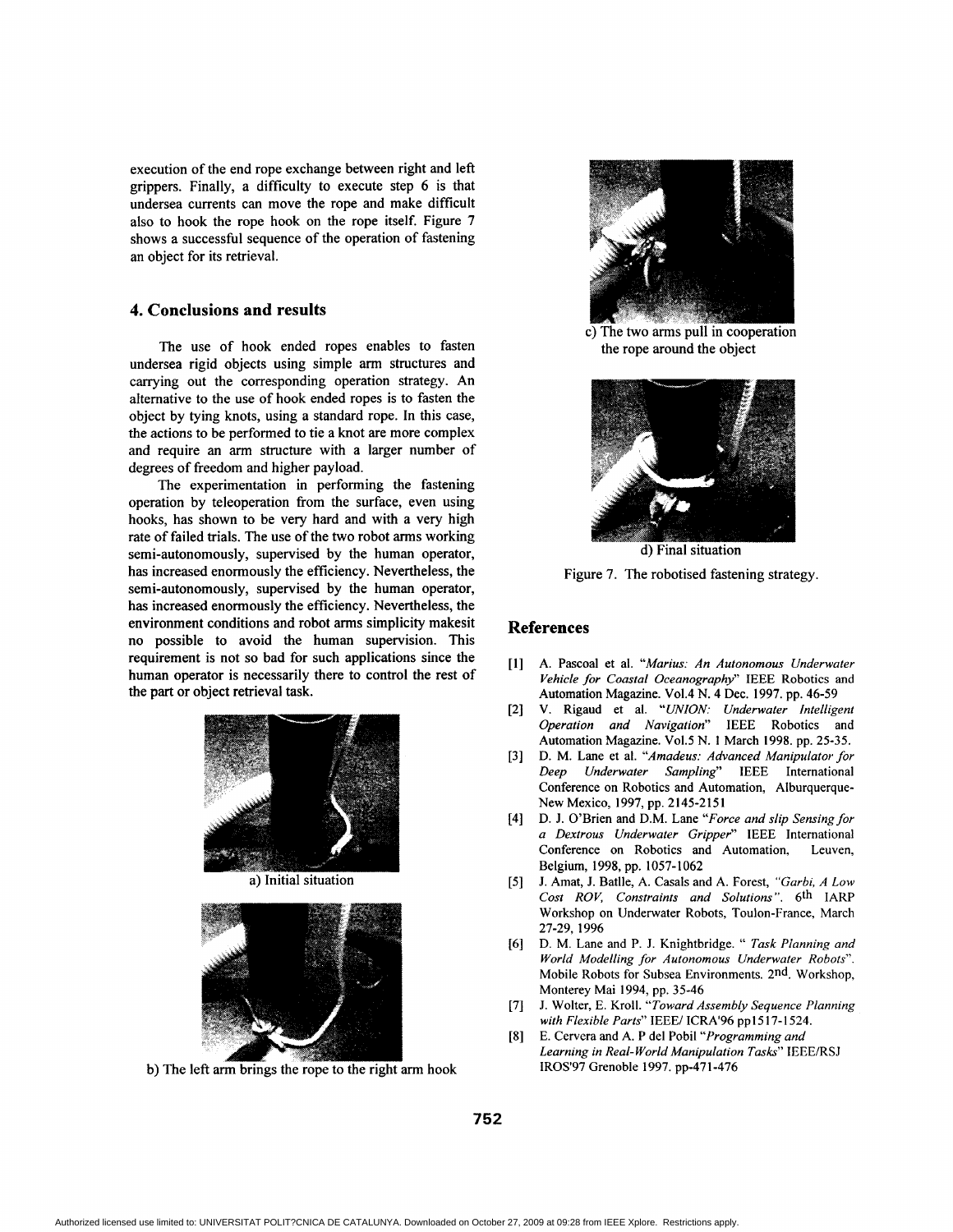execution of the end rope exchange between right and left grippers. Finally, a difficulty to execute step 6 is that undersea currents can move the rope and make difficult also to hook the rope hook on the rope itself. Figure 7 shows a successful sequence of the operation of fastening an object for its retrieval.

## 4. Conclusions and results

The use of hook ended ropes enables to fasten undersea rigid objects using simple arm structures and carrying out the corresponding operation strategy. An alternative to the use of hook ended ropes is to fasten the object by tying knots, using a standard rope. In this case, the actions to be performed to tie a knot are more complex and require an arm structure with a larger number of degrees of freedom and higher payload.

The experimentation in performing the fastening operation by teleoperation from the surface, even using hooks, has shown to be very hard and with a very high rate of failed trials. The use of the two robot arms working semi-autonomously, supervised by the human operator, has increased enormously the efficiency. Nevertheless, the semi-autonomously, supervised by the human operator, has increased enormously the efficiency. Nevertheless, the environment conditions and robot arms simplicity makesit no possible to avoid the human supervision. This requirement is not so bad for such applications since the human operator is necessarily there to control the rest of the part or object retrieval task.

a) Initial situation

b) The left arm brings the rope to the right arm hook

c) The two arms pull in cooperation the rope around the object

d) Final situation

Figure 7. The robotised fastening strategy.

## References

[1] A. Pascoal et al. "*Marius: An Autonomous Underwater Vehicle for Coastal Oceanography*" IEEE Robotics and Automation Magazine. Vol.4 N. 4 Dec. 1997. pp. 46-59

[2] V. Rigaud et al. "*UNION: Underwater Intelligent Operation and Navigation*" IEEE Robotics and Automation Magazine. Vol.5 N. 1 March 1998. pp. 25-35.

[3] D. M. Lane et al. "*Amadeus: Advanced Manipulator for Deep Underwater Sampling*" IEEE International Conference on Robotics and Automation, Alburquerque-New Mexico, 1997, pp. 2145-2151

[4] D. J. O'Brien and D.M. Lane "*Force and slip Sensing for a Dextrous Underwater Gripper*" IEEE International Conference on Robotics and Automation, Leuven, Belgium, 1998, pp. 1057-1062

[5] J. Amat, J. Batlle, A. Casals and A. Forest, "*Garbi, A Low Cost ROV, Constraints and Solutions*". 6th IARP Workshop on Underwater Robots, Toulon-France, March 27-29, 1996

[6] D. M. Lane and P. J. Knightbridge. "*Task Planning and World Modelling for Autonomous Underwater Robots*". Mobile Robots for Subsea Environments. 2nd. Workshop, Monterey Mai 1994, pp. 35-46

[7] J. Wolter, E. Kroll. "*Toward Assembly Sequence Planning with Flexible Parts*" IEEE/ ICRA'96 pp1517-1524.

[8] E. Cervera and A. P del Pobil "*Programming and Learning in Real-World Manipulation Tasks*" IEEE/RSJ IROS'97 Grenoble 1997. pp-471-476